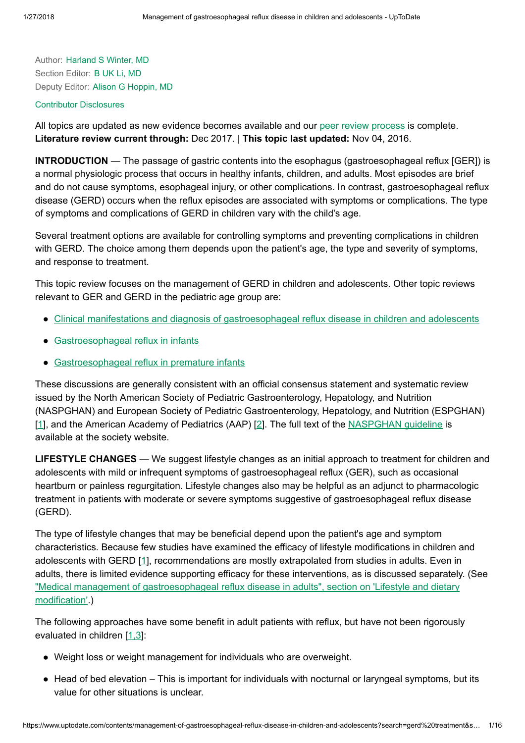Author: Harland S Winter, MD
Section Editor: B UK Li, MD
Deputy Editor: Alison G Hoppin, MD

Contributor Disclosures

All topics are updated as new evidence becomes available and our peer review process is complete.
**Literature review current through:** Dec 2017. | **This topic last updated:** Nov 04, 2016.

**INTRODUCTION** — The passage of gastric contents into the esophagus (gastroesophageal reflux [GER]) is a normal physiologic process that occurs in healthy infants, children, and adults. Most episodes are brief and do not cause symptoms, esophageal injury, or other complications. In contrast, gastroesophageal reflux disease (GERD) occurs when the reflux episodes are associated with symptoms or complications. The type of symptoms and complications of GERD in children vary with the child's age.

Several treatment options are available for controlling symptoms and preventing complications in children with GERD. The choice among them depends upon the patient's age, the type and severity of symptoms, and response to treatment.

This topic review focuses on the management of GERD in children and adolescents. Other topic reviews relevant to GER and GERD in the pediatric age group are:

- Clinical manifestations and diagnosis of gastroesophageal reflux disease in children and adolescents
- Gastroesophageal reflux in infants
- Gastroesophageal reflux in premature infants

These discussions are generally consistent with an official consensus statement and systematic review issued by the North American Society of Pediatric Gastroenterology, Hepatology, and Nutrition (NASPGHAN) and European Society of Pediatric Gastroenterology, Hepatology, and Nutrition (ESPGHAN) [1], and the American Academy of Pediatrics (AAP) [2]. The full text of the NASPGHAN guideline is available at the society website.

**LIFESTYLE CHANGES** — We suggest lifestyle changes as an initial approach to treatment for children and adolescents with mild or infrequent symptoms of gastroesophageal reflux (GER), such as occasional heartburn or painless regurgitation. Lifestyle changes also may be helpful as an adjunct to pharmacologic treatment in patients with moderate or severe symptoms suggestive of gastroesophageal reflux disease (GERD).

The type of lifestyle changes that may be beneficial depend upon the patient's age and symptom characteristics. Because few studies have examined the efficacy of lifestyle modifications in children and adolescents with GERD [1], recommendations are mostly extrapolated from studies in adults. Even in adults, there is limited evidence supporting efficacy for these interventions, as is discussed separately. (See "Medical management of gastroesophageal reflux disease in adults", section on 'Lifestyle and dietary modification'.)

The following approaches have some benefit in adult patients with reflux, but have not been rigorously evaluated in children [1,3]:

- Weight loss or weight management for individuals who are overweight.
- Head of bed elevation – This is important for individuals with nocturnal or laryngeal symptoms, but its value for other situations is unclear.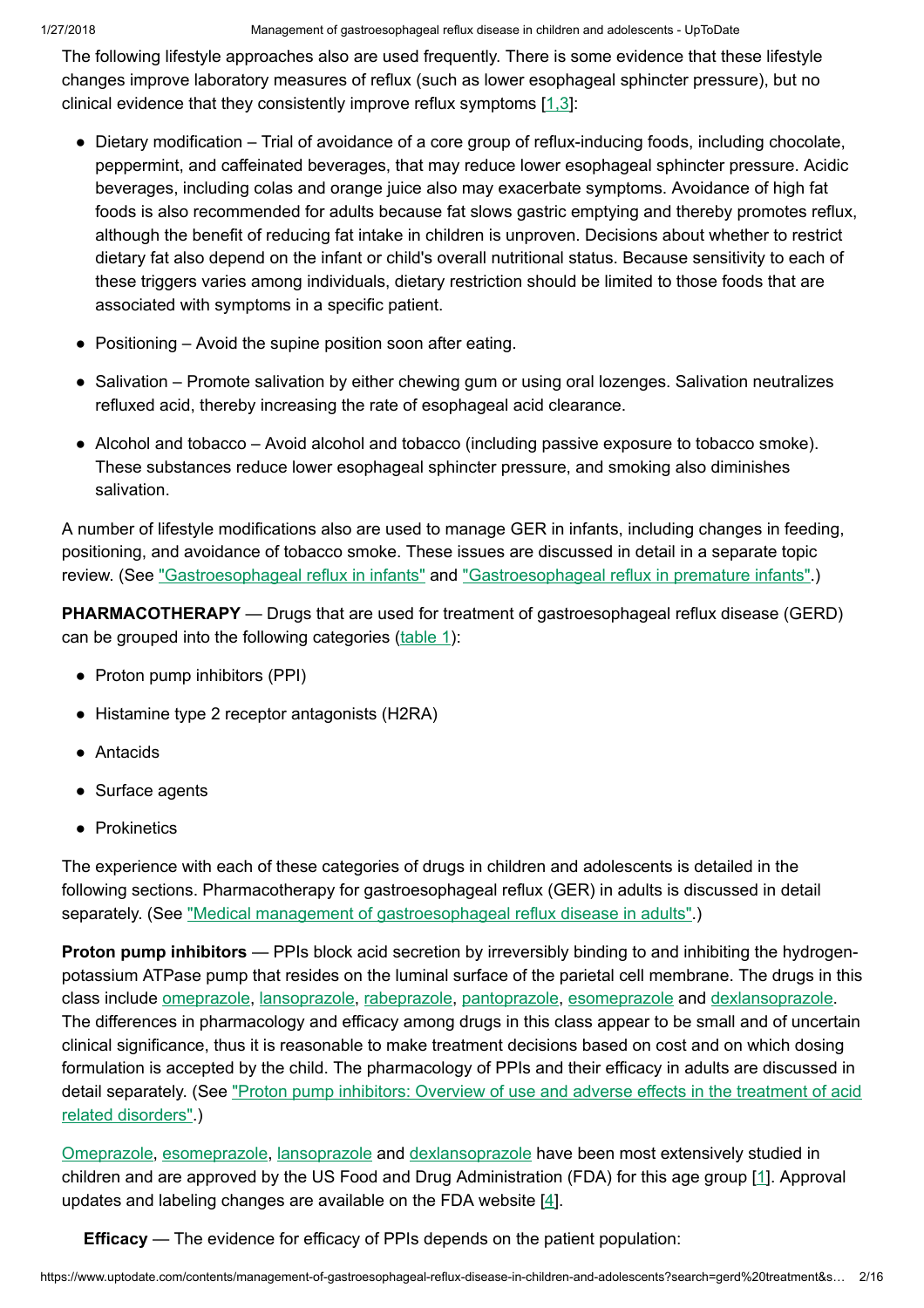The following lifestyle approaches also are used frequently. There is some evidence that these lifestyle changes improve laboratory measures of reflux (such as lower esophageal sphincter pressure), but no clinical evidence that they consistently improve reflux symptoms [1,3]:

- Dietary modification – Trial of avoidance of a core group of reflux-inducing foods, including chocolate, peppermint, and caffeinated beverages, that may reduce lower esophageal sphincter pressure. Acidic beverages, including colas and orange juice also may exacerbate symptoms. Avoidance of high fat foods is also recommended for adults because fat slows gastric emptying and thereby promotes reflux, although the benefit of reducing fat intake in children is unproven. Decisions about whether to restrict dietary fat also depend on the infant or child's overall nutritional status. Because sensitivity to each of these triggers varies among individuals, dietary restriction should be limited to those foods that are associated with symptoms in a specific patient.

- Positioning – Avoid the supine position soon after eating.

- Salivation – Promote salivation by either chewing gum or using oral lozenges. Salivation neutralizes refluxed acid, thereby increasing the rate of esophageal acid clearance.

- Alcohol and tobacco – Avoid alcohol and tobacco (including passive exposure to tobacco smoke). These substances reduce lower esophageal sphincter pressure, and smoking also diminishes salivation.

A number of lifestyle modifications also are used to manage GER in infants, including changes in feeding, positioning, and avoidance of tobacco smoke. These issues are discussed in detail in a separate topic review. (See "Gastroesophageal reflux in infants" and "Gastroesophageal reflux in premature infants".)

**PHARMACOTHERAPY** — Drugs that are used for treatment of gastroesophageal reflux disease (GERD) can be grouped into the following categories (table 1):

- Proton pump inhibitors (PPI)
- Histamine type 2 receptor antagonists (H2RA)
- Antacids
- Surface agents
- Prokinetics

The experience with each of these categories of drugs in children and adolescents is detailed in the following sections. Pharmacotherapy for gastroesophageal reflux (GER) in adults is discussed in detail separately. (See "Medical management of gastroesophageal reflux disease in adults".)

**Proton pump inhibitors** — PPIs block acid secretion by irreversibly binding to and inhibiting the hydrogen-potassium ATPase pump that resides on the luminal surface of the parietal cell membrane. The drugs in this class include omeprazole, lansoprazole, rabeprazole, pantoprazole, esomeprazole and dexlansoprazole. The differences in pharmacology and efficacy among drugs in this class appear to be small and of uncertain clinical significance, thus it is reasonable to make treatment decisions based on cost and on which dosing formulation is accepted by the child. The pharmacology of PPIs and their efficacy in adults are discussed in detail separately. (See "Proton pump inhibitors: Overview of use and adverse effects in the treatment of acid related disorders".)

Omeprazole, esomeprazole, lansoprazole and dexlansoprazole have been most extensively studied in children and are approved by the US Food and Drug Administration (FDA) for this age group [1]. Approval updates and labeling changes are available on the FDA website [4].

**Efficacy** — The evidence for efficacy of PPIs depends on the patient population: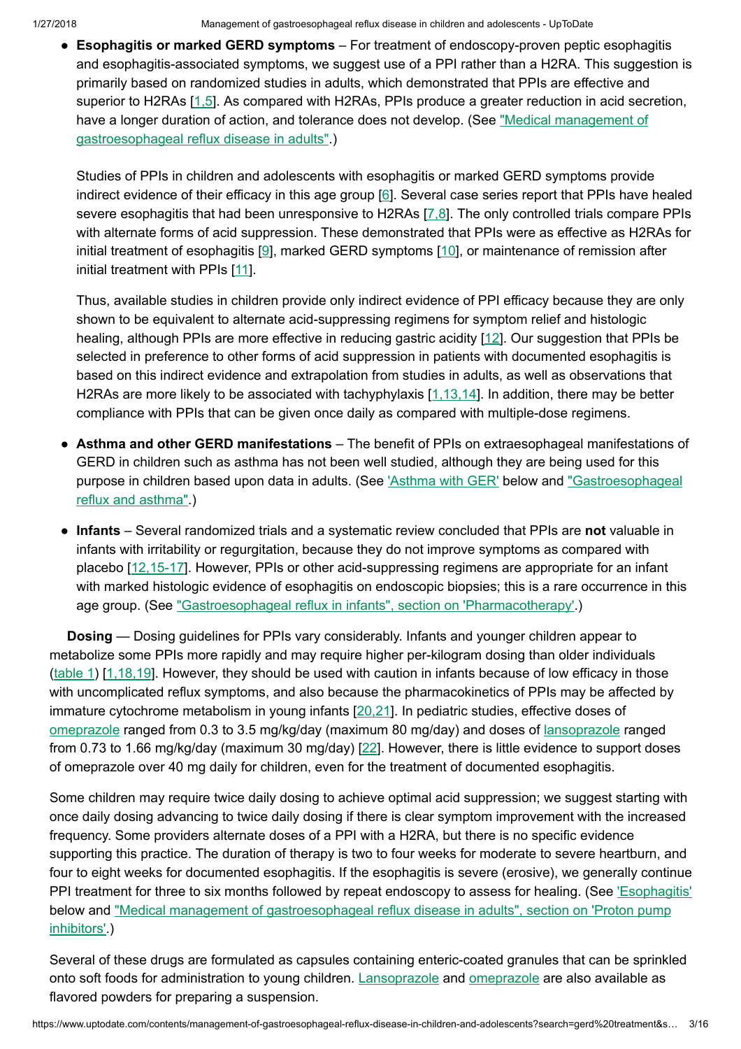- **Esophagitis or marked GERD symptoms** – For treatment of endoscopy-proven peptic esophagitis and esophagitis-associated symptoms, we suggest use of a PPI rather than a H2RA. This suggestion is primarily based on randomized studies in adults, which demonstrated that PPIs are effective and superior to H2RAs [1,5]. As compared with H2RAs, PPIs produce a greater reduction in acid secretion, have a longer duration of action, and tolerance does not develop. (See "Medical management of gastroesophageal reflux disease in adults".)

  Studies of PPIs in children and adolescents with esophagitis or marked GERD symptoms provide indirect evidence of their efficacy in this age group [6]. Several case series report that PPIs have healed severe esophagitis that had been unresponsive to H2RAs [7,8]. The only controlled trials compare PPIs with alternate forms of acid suppression. These demonstrated that PPIs were as effective as H2RAs for initial treatment of esophagitis [9], marked GERD symptoms [10], or maintenance of remission after initial treatment with PPIs [11].

  Thus, available studies in children provide only indirect evidence of PPI efficacy because they are only shown to be equivalent to alternate acid-suppressing regimens for symptom relief and histologic healing, although PPIs are more effective in reducing gastric acidity [12]. Our suggestion that PPIs be selected in preference to other forms of acid suppression in patients with documented esophagitis is based on this indirect evidence and extrapolation from studies in adults, as well as observations that H2RAs are more likely to be associated with tachyphylaxis [1,13,14]. In addition, there may be better compliance with PPIs that can be given once daily as compared with multiple-dose regimens.

- **Asthma and other GERD manifestations** – The benefit of PPIs on extraesophageal manifestations of GERD in children such as asthma has not been well studied, although they are being used for this purpose in children based upon data in adults. (See 'Asthma with GER' below and "Gastroesophageal reflux and asthma".)

- **Infants** – Several randomized trials and a systematic review concluded that PPIs are **not** valuable in infants with irritability or regurgitation, because they do not improve symptoms as compared with placebo [12,15-17]. However, PPIs or other acid-suppressing regimens are appropriate for an infant with marked histologic evidence of esophagitis on endoscopic biopsies; this is a rare occurrence in this age group. (See "Gastroesophageal reflux in infants", section on 'Pharmacotherapy'.)

**Dosing** — Dosing guidelines for PPIs vary considerably. Infants and younger children appear to metabolize some PPIs more rapidly and may require higher per-kilogram dosing than older individuals (table 1) [1,18,19]. However, they should be used with caution in infants because of low efficacy in those with uncomplicated reflux symptoms, and also because the pharmacokinetics of PPIs may be affected by immature cytochrome metabolism in young infants [20,21]. In pediatric studies, effective doses of omeprazole ranged from 0.3 to 3.5 mg/kg/day (maximum 80 mg/day) and doses of lansoprazole ranged from 0.73 to 1.66 mg/kg/day (maximum 30 mg/day) [22]. However, there is little evidence to support doses of omeprazole over 40 mg daily for children, even for the treatment of documented esophagitis.

Some children may require twice daily dosing to achieve optimal acid suppression; we suggest starting with once daily dosing advancing to twice daily dosing if there is clear symptom improvement with the increased frequency. Some providers alternate doses of a PPI with a H2RA, but there is no specific evidence supporting this practice. The duration of therapy is two to four weeks for moderate to severe heartburn, and four to eight weeks for documented esophagitis. If the esophagitis is severe (erosive), we generally continue PPI treatment for three to six months followed by repeat endoscopy to assess for healing. (See 'Esophagitis' below and "Medical management of gastroesophageal reflux disease in adults", section on 'Proton pump inhibitors'.)

Several of these drugs are formulated as capsules containing enteric-coated granules that can be sprinkled onto soft foods for administration to young children. Lansoprazole and omeprazole are also available as flavored powders for preparing a suspension.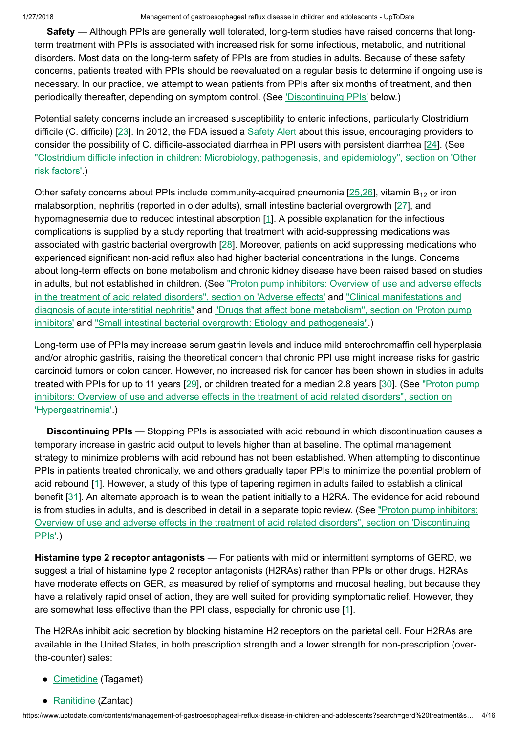**Safety** — Although PPIs are generally well tolerated, long-term studies have raised concerns that long-term treatment with PPIs is associated with increased risk for some infectious, metabolic, and nutritional disorders. Most data on the long-term safety of PPIs are from studies in adults. Because of these safety concerns, patients treated with PPIs should be reevaluated on a regular basis to determine if ongoing use is necessary. In our practice, we attempt to wean patients from PPIs after six months of treatment, and then periodically thereafter, depending on symptom control. (See 'Discontinuing PPIs' below.)

Potential safety concerns include an increased susceptibility to enteric infections, particularly Clostridium difficile (C. difficile) [23]. In 2012, the FDA issued a Safety Alert about this issue, encouraging providers to consider the possibility of C. difficile-associated diarrhea in PPI users with persistent diarrhea [24]. (See "Clostridium difficile infection in children: Microbiology, pathogenesis, and epidemiology", section on 'Other risk factors'.)

Other safety concerns about PPIs include community-acquired pneumonia [25,26], vitamin $B_{12}$ or iron malabsorption, nephritis (reported in older adults), small intestine bacterial overgrowth [27], and hypomagnesemia due to reduced intestinal absorption [1]. A possible explanation for the infectious complications is supplied by a study reporting that treatment with acid-suppressing medications was associated with gastric bacterial overgrowth [28]. Moreover, patients on acid suppressing medications who experienced significant non-acid reflux also had higher bacterial concentrations in the lungs. Concerns about long-term effects on bone metabolism and chronic kidney disease have been raised based on studies in adults, but not established in children. (See "Proton pump inhibitors: Overview of use and adverse effects in the treatment of acid related disorders", section on 'Adverse effects' and "Clinical manifestations and diagnosis of acute interstitial nephritis" and "Drugs that affect bone metabolism", section on 'Proton pump inhibitors' and "Small intestinal bacterial overgrowth: Etiology and pathogenesis".)

Long-term use of PPIs may increase serum gastrin levels and induce mild enterochromaffin cell hyperplasia and/or atrophic gastritis, raising the theoretical concern that chronic PPI use might increase risks for gastric carcinoid tumors or colon cancer. However, no increased risk for cancer has been shown in studies in adults treated with PPIs for up to 11 years [29], or children treated for a median 2.8 years [30]. (See "Proton pump inhibitors: Overview of use and adverse effects in the treatment of acid related disorders", section on 'Hypergastrinemia'.)

**Discontinuing PPIs** — Stopping PPIs is associated with acid rebound in which discontinuation causes a temporary increase in gastric acid output to levels higher than at baseline. The optimal management strategy to minimize problems with acid rebound has not been established. When attempting to discontinue PPIs in patients treated chronically, we and others gradually taper PPIs to minimize the potential problem of acid rebound [1]. However, a study of this type of tapering regimen in adults failed to establish a clinical benefit [31]. An alternate approach is to wean the patient initially to a H2RA. The evidence for acid rebound is from studies in adults, and is described in detail in a separate topic review. (See "Proton pump inhibitors: Overview of use and adverse effects in the treatment of acid related disorders", section on 'Discontinuing PPIs'.)

**Histamine type 2 receptor antagonists** — For patients with mild or intermittent symptoms of GERD, we suggest a trial of histamine type 2 receptor antagonists (H2RAs) rather than PPIs or other drugs. H2RAs have moderate effects on GER, as measured by relief of symptoms and mucosal healing, but because they have a relatively rapid onset of action, they are well suited for providing symptomatic relief. However, they are somewhat less effective than the PPI class, especially for chronic use [1].

The H2RAs inhibit acid secretion by blocking histamine H2 receptors on the parietal cell. Four H2RAs are available in the United States, in both prescription strength and a lower strength for non-prescription (over-the-counter) sales:

- Cimetidine (Tagamet)
- Ranitidine (Zantac)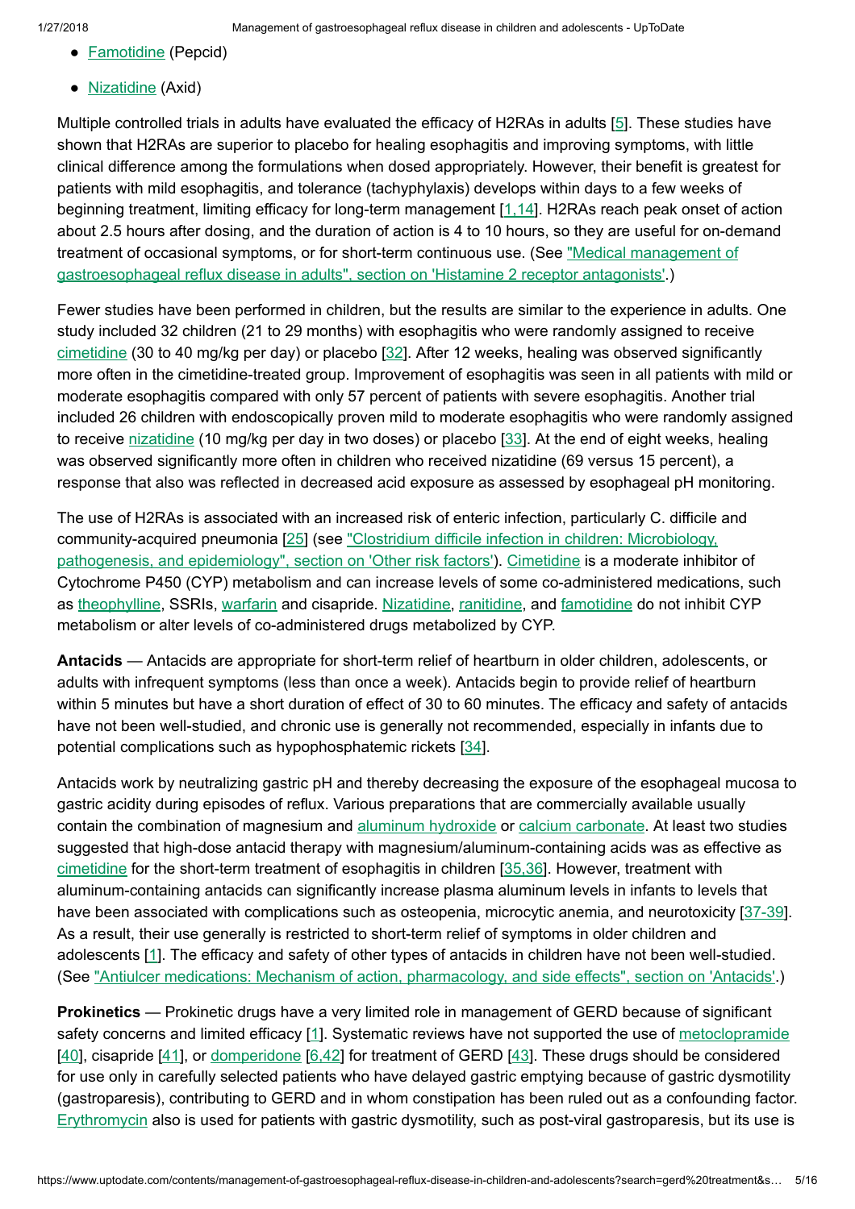- Famotidine (Pepcid)
- Nizatidine (Axid)

Multiple controlled trials in adults have evaluated the efficacy of H2RAs in adults [5]. These studies have shown that H2RAs are superior to placebo for healing esophagitis and improving symptoms, with little clinical difference among the formulations when dosed appropriately. However, their benefit is greatest for patients with mild esophagitis, and tolerance (tachyphylaxis) develops within days to a few weeks of beginning treatment, limiting efficacy for long-term management [1,14]. H2RAs reach peak onset of action about 2.5 hours after dosing, and the duration of action is 4 to 10 hours, so they are useful for on-demand treatment of occasional symptoms, or for short-term continuous use. (See "Medical management of gastroesophageal reflux disease in adults", section on 'Histamine 2 receptor antagonists'.)

Fewer studies have been performed in children, but the results are similar to the experience in adults. One study included 32 children (21 to 29 months) with esophagitis who were randomly assigned to receive cimetidine (30 to 40 mg/kg per day) or placebo [32]. After 12 weeks, healing was observed significantly more often in the cimetidine-treated group. Improvement of esophagitis was seen in all patients with mild or moderate esophagitis compared with only 57 percent of patients with severe esophagitis. Another trial included 26 children with endoscopically proven mild to moderate esophagitis who were randomly assigned to receive nizatidine (10 mg/kg per day in two doses) or placebo [33]. At the end of eight weeks, healing was observed significantly more often in children who received nizatidine (69 versus 15 percent), a response that also was reflected in decreased acid exposure as assessed by esophageal pH monitoring.

The use of H2RAs is associated with an increased risk of enteric infection, particularly C. difficile and community-acquired pneumonia [25] (see "Clostridium difficile infection in children: Microbiology, pathogenesis, and epidemiology", section on 'Other risk factors'). Cimetidine is a moderate inhibitor of Cytochrome P450 (CYP) metabolism and can increase levels of some co-administered medications, such as theophylline, SSRIs, warfarin and cisapride. Nizatidine, ranitidine, and famotidine do not inhibit CYP metabolism or alter levels of co-administered drugs metabolized by CYP.

**Antacids** — Antacids are appropriate for short-term relief of heartburn in older children, adolescents, or adults with infrequent symptoms (less than once a week). Antacids begin to provide relief of heartburn within 5 minutes but have a short duration of effect of 30 to 60 minutes. The efficacy and safety of antacids have not been well-studied, and chronic use is generally not recommended, especially in infants due to potential complications such as hypophosphatemic rickets [34].

Antacids work by neutralizing gastric pH and thereby decreasing the exposure of the esophageal mucosa to gastric acidity during episodes of reflux. Various preparations that are commercially available usually contain the combination of magnesium and aluminum hydroxide or calcium carbonate. At least two studies suggested that high-dose antacid therapy with magnesium/aluminum-containing acids was as effective as cimetidine for the short-term treatment of esophagitis in children [35,36]. However, treatment with aluminum-containing antacids can significantly increase plasma aluminum levels in infants to levels that have been associated with complications such as osteopenia, microcytic anemia, and neurotoxicity [37-39]. As a result, their use generally is restricted to short-term relief of symptoms in older children and adolescents [1]. The efficacy and safety of other types of antacids in children have not been well-studied. (See "Antiulcer medications: Mechanism of action, pharmacology, and side effects", section on 'Antacids'.)

**Prokinetics** — Prokinetic drugs have a very limited role in management of GERD because of significant safety concerns and limited efficacy [1]. Systematic reviews have not supported the use of metoclopramide [40], cisapride [41], or domperidone [6,42] for treatment of GERD [43]. These drugs should be considered for use only in carefully selected patients who have delayed gastric emptying because of gastric dysmotility (gastroparesis), contributing to GERD and in whom constipation has been ruled out as a confounding factor. Erythromycin also is used for patients with gastric dysmotility, such as post-viral gastroparesis, but its use is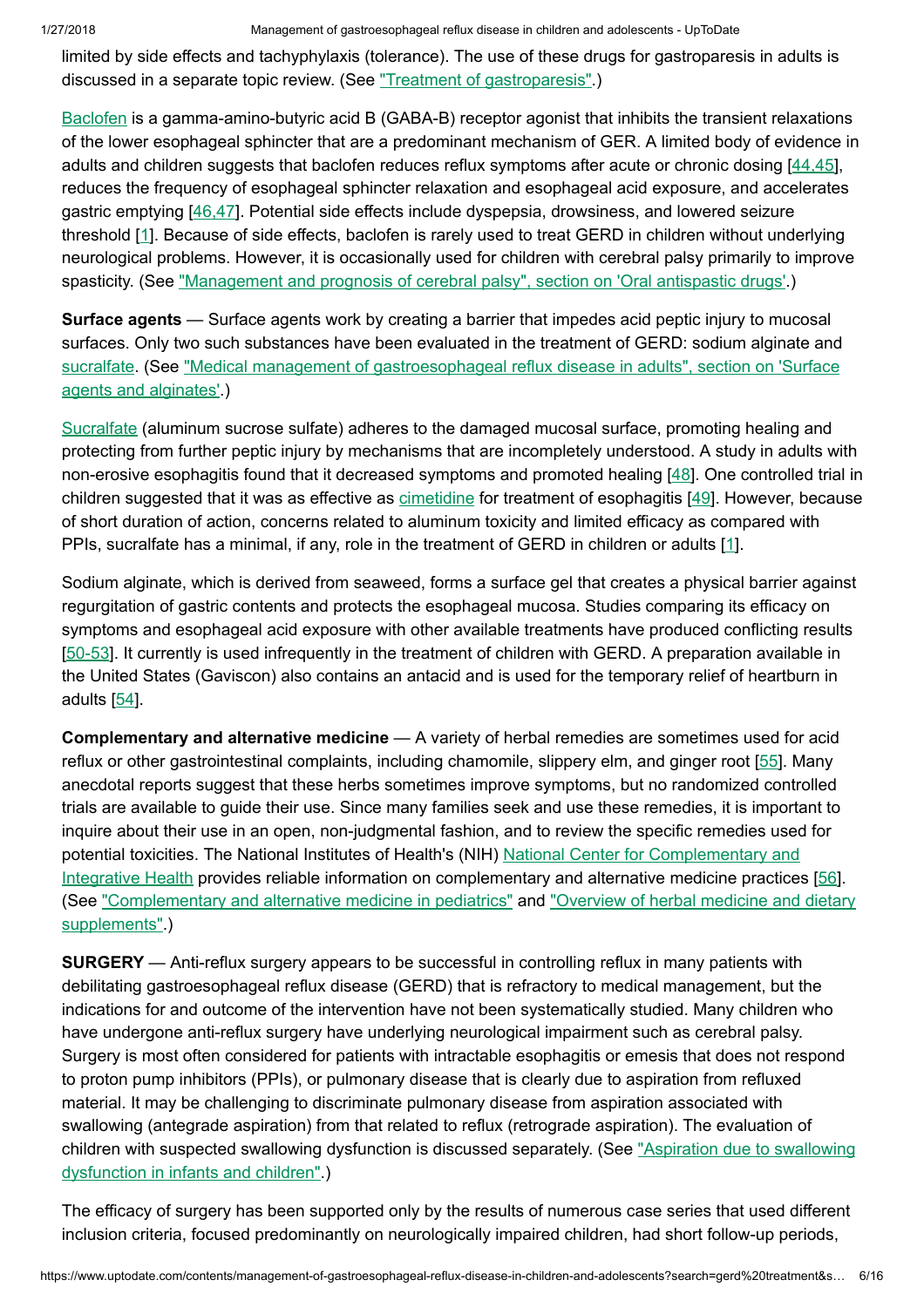limited by side effects and tachyphylaxis (tolerance). The use of these drugs for gastroparesis in adults is discussed in a separate topic review. (See "Treatment of gastroparesis".)

Baclofen is a gamma-amino-butyric acid B (GABA-B) receptor agonist that inhibits the transient relaxations of the lower esophageal sphincter that are a predominant mechanism of GER. A limited body of evidence in adults and children suggests that baclofen reduces reflux symptoms after acute or chronic dosing [44,45], reduces the frequency of esophageal sphincter relaxation and esophageal acid exposure, and accelerates gastric emptying [46,47]. Potential side effects include dyspepsia, drowsiness, and lowered seizure threshold [1]. Because of side effects, baclofen is rarely used to treat GERD in children without underlying neurological problems. However, it is occasionally used for children with cerebral palsy primarily to improve spasticity. (See "Management and prognosis of cerebral palsy", section on 'Oral antispastic drugs'.)

**Surface agents** — Surface agents work by creating a barrier that impedes acid peptic injury to mucosal surfaces. Only two such substances have been evaluated in the treatment of GERD: sodium alginate and sucralfate. (See "Medical management of gastroesophageal reflux disease in adults", section on 'Surface agents and alginates'.)

Sucralfate (aluminum sucrose sulfate) adheres to the damaged mucosal surface, promoting healing and protecting from further peptic injury by mechanisms that are incompletely understood. A study in adults with non-erosive esophagitis found that it decreased symptoms and promoted healing [48]. One controlled trial in children suggested that it was as effective as cimetidine for treatment of esophagitis [49]. However, because of short duration of action, concerns related to aluminum toxicity and limited efficacy as compared with PPIs, sucralfate has a minimal, if any, role in the treatment of GERD in children or adults [1].

Sodium alginate, which is derived from seaweed, forms a surface gel that creates a physical barrier against regurgitation of gastric contents and protects the esophageal mucosa. Studies comparing its efficacy on symptoms and esophageal acid exposure with other available treatments have produced conflicting results [50-53]. It currently is used infrequently in the treatment of children with GERD. A preparation available in the United States (Gaviscon) also contains an antacid and is used for the temporary relief of heartburn in adults [54].

**Complementary and alternative medicine** — A variety of herbal remedies are sometimes used for acid reflux or other gastrointestinal complaints, including chamomile, slippery elm, and ginger root [55]. Many anecdotal reports suggest that these herbs sometimes improve symptoms, but no randomized controlled trials are available to guide their use. Since many families seek and use these remedies, it is important to inquire about their use in an open, non-judgmental fashion, and to review the specific remedies used for potential toxicities. The National Institutes of Health's (NIH) National Center for Complementary and Integrative Health provides reliable information on complementary and alternative medicine practices [56]. (See "Complementary and alternative medicine in pediatrics" and "Overview of herbal medicine and dietary supplements".)

**SURGERY** — Anti-reflux surgery appears to be successful in controlling reflux in many patients with debilitating gastroesophageal reflux disease (GERD) that is refractory to medical management, but the indications for and outcome of the intervention have not been systematically studied. Many children who have undergone anti-reflux surgery have underlying neurological impairment such as cerebral palsy. Surgery is most often considered for patients with intractable esophagitis or emesis that does not respond to proton pump inhibitors (PPIs), or pulmonary disease that is clearly due to aspiration from refluxed material. It may be challenging to discriminate pulmonary disease from aspiration associated with swallowing (antegrade aspiration) from that related to reflux (retrograde aspiration). The evaluation of children with suspected swallowing dysfunction is discussed separately. (See "Aspiration due to swallowing dysfunction in infants and children".)

The efficacy of surgery has been supported only by the results of numerous case series that used different inclusion criteria, focused predominantly on neurologically impaired children, had short follow-up periods,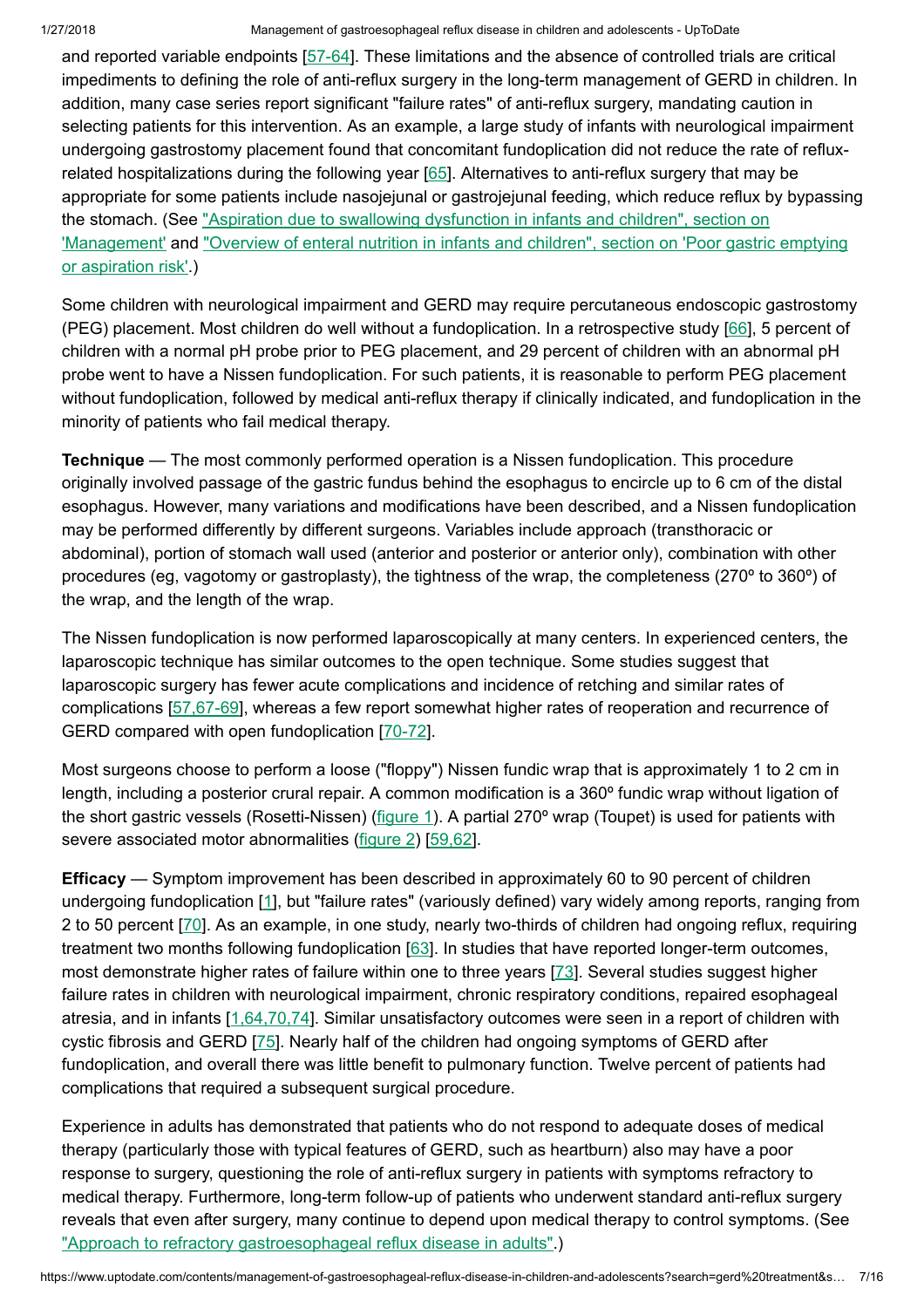and reported variable endpoints [57-64]. These limitations and the absence of controlled trials are critical impediments to defining the role of anti-reflux surgery in the long-term management of GERD in children. In addition, many case series report significant "failure rates" of anti-reflux surgery, mandating caution in selecting patients for this intervention. As an example, a large study of infants with neurological impairment undergoing gastrostomy placement found that concomitant fundoplication did not reduce the rate of reflux-related hospitalizations during the following year [65]. Alternatives to anti-reflux surgery that may be appropriate for some patients include nasojejunal or gastrojejunal feeding, which reduce reflux by bypassing the stomach. (See "Aspiration due to swallowing dysfunction in infants and children", section on 'Management' and "Overview of enteral nutrition in infants and children", section on 'Poor gastric emptying or aspiration risk'.)

Some children with neurological impairment and GERD may require percutaneous endoscopic gastrostomy (PEG) placement. Most children do well without a fundoplication. In a retrospective study [66], 5 percent of children with a normal pH probe prior to PEG placement, and 29 percent of children with an abnormal pH probe went to have a Nissen fundoplication. For such patients, it is reasonable to perform PEG placement without fundoplication, followed by medical anti-reflux therapy if clinically indicated, and fundoplication in the minority of patients who fail medical therapy.

**Technique** — The most commonly performed operation is a Nissen fundoplication. This procedure originally involved passage of the gastric fundus behind the esophagus to encircle up to 6 cm of the distal esophagus. However, many variations and modifications have been described, and a Nissen fundoplication may be performed differently by different surgeons. Variables include approach (transthoracic or abdominal), portion of stomach wall used (anterior and posterior or anterior only), combination with other procedures (eg, vagotomy or gastroplasty), the tightness of the wrap, the completeness (270º to 360º) of the wrap, and the length of the wrap.

The Nissen fundoplication is now performed laparoscopically at many centers. In experienced centers, the laparoscopic technique has similar outcomes to the open technique. Some studies suggest that laparoscopic surgery has fewer acute complications and incidence of retching and similar rates of complications [57,67-69], whereas a few report somewhat higher rates of reoperation and recurrence of GERD compared with open fundoplication [70-72].

Most surgeons choose to perform a loose ("floppy") Nissen fundic wrap that is approximately 1 to 2 cm in length, including a posterior crural repair. A common modification is a 360º fundic wrap without ligation of the short gastric vessels (Rosetti-Nissen) (figure 1). A partial 270º wrap (Toupet) is used for patients with severe associated motor abnormalities (figure 2) [59,62].

**Efficacy** — Symptom improvement has been described in approximately 60 to 90 percent of children undergoing fundoplication [1], but "failure rates" (variously defined) vary widely among reports, ranging from 2 to 50 percent [70]. As an example, in one study, nearly two-thirds of children had ongoing reflux, requiring treatment two months following fundoplication [63]. In studies that have reported longer-term outcomes, most demonstrate higher rates of failure within one to three years [73]. Several studies suggest higher failure rates in children with neurological impairment, chronic respiratory conditions, repaired esophageal atresia, and in infants [1,64,70,74]. Similar unsatisfactory outcomes were seen in a report of children with cystic fibrosis and GERD [75]. Nearly half of the children had ongoing symptoms of GERD after fundoplication, and overall there was little benefit to pulmonary function. Twelve percent of patients had complications that required a subsequent surgical procedure.

Experience in adults has demonstrated that patients who do not respond to adequate doses of medical therapy (particularly those with typical features of GERD, such as heartburn) also may have a poor response to surgery, questioning the role of anti-reflux surgery in patients with symptoms refractory to medical therapy. Furthermore, long-term follow-up of patients who underwent standard anti-reflux surgery reveals that even after surgery, many continue to depend upon medical therapy to control symptoms. (See "Approach to refractory gastroesophageal reflux disease in adults".)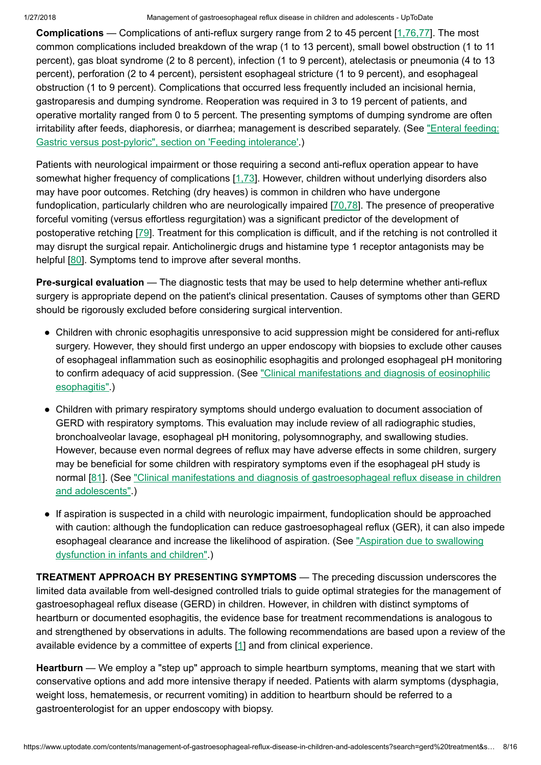**Complications** — Complications of anti-reflux surgery range from 2 to 45 percent [1,76,77]. The most common complications included breakdown of the wrap (1 to 13 percent), small bowel obstruction (1 to 11 percent), gas bloat syndrome (2 to 8 percent), infection (1 to 9 percent), atelectasis or pneumonia (4 to 13 percent), perforation (2 to 4 percent), persistent esophageal stricture (1 to 9 percent), and esophageal obstruction (1 to 9 percent). Complications that occurred less frequently included an incisional hernia, gastroparesis and dumping syndrome. Reoperation was required in 3 to 19 percent of patients, and operative mortality ranged from 0 to 5 percent. The presenting symptoms of dumping syndrome are often irritability after feeds, diaphoresis, or diarrhea; management is described separately. (See "Enteral feeding: Gastric versus post-pyloric", section on 'Feeding intolerance'.)

Patients with neurological impairment or those requiring a second anti-reflux operation appear to have somewhat higher frequency of complications [1,73]. However, children without underlying disorders also may have poor outcomes. Retching (dry heaves) is common in children who have undergone fundoplication, particularly children who are neurologically impaired [70,78]. The presence of preoperative forceful vomiting (versus effortless regurgitation) was a significant predictor of the development of postoperative retching [79]. Treatment for this complication is difficult, and if the retching is not controlled it may disrupt the surgical repair. Anticholinergic drugs and histamine type 1 receptor antagonists may be helpful [80]. Symptoms tend to improve after several months.

**Pre-surgical evaluation** — The diagnostic tests that may be used to help determine whether anti-reflux surgery is appropriate depend on the patient's clinical presentation. Causes of symptoms other than GERD should be rigorously excluded before considering surgical intervention.

- Children with chronic esophagitis unresponsive to acid suppression might be considered for anti-reflux surgery. However, they should first undergo an upper endoscopy with biopsies to exclude other causes of esophageal inflammation such as eosinophilic esophagitis and prolonged esophageal pH monitoring to confirm adequacy of acid suppression. (See "Clinical manifestations and diagnosis of eosinophilic esophagitis".)

- Children with primary respiratory symptoms should undergo evaluation to document association of GERD with respiratory symptoms. This evaluation may include review of all radiographic studies, bronchoalveolar lavage, esophageal pH monitoring, polysomnography, and swallowing studies. However, because even normal degrees of reflux may have adverse effects in some children, surgery may be beneficial for some children with respiratory symptoms even if the esophageal pH study is normal [81]. (See "Clinical manifestations and diagnosis of gastroesophageal reflux disease in children and adolescents".)

- If aspiration is suspected in a child with neurologic impairment, fundoplication should be approached with caution: although the fundoplication can reduce gastroesophageal reflux (GER), it can also impede esophageal clearance and increase the likelihood of aspiration. (See "Aspiration due to swallowing dysfunction in infants and children".)

**TREATMENT APPROACH BY PRESENTING SYMPTOMS** — The preceding discussion underscores the limited data available from well-designed controlled trials to guide optimal strategies for the management of gastroesophageal reflux disease (GERD) in children. However, in children with distinct symptoms of heartburn or documented esophagitis, the evidence base for treatment recommendations is analogous to and strengthened by observations in adults. The following recommendations are based upon a review of the available evidence by a committee of experts [1] and from clinical experience.

**Heartburn** — We employ a "step up" approach to simple heartburn symptoms, meaning that we start with conservative options and add more intensive therapy if needed. Patients with alarm symptoms (dysphagia, weight loss, hematemesis, or recurrent vomiting) in addition to heartburn should be referred to a gastroenterologist for an upper endoscopy with biopsy.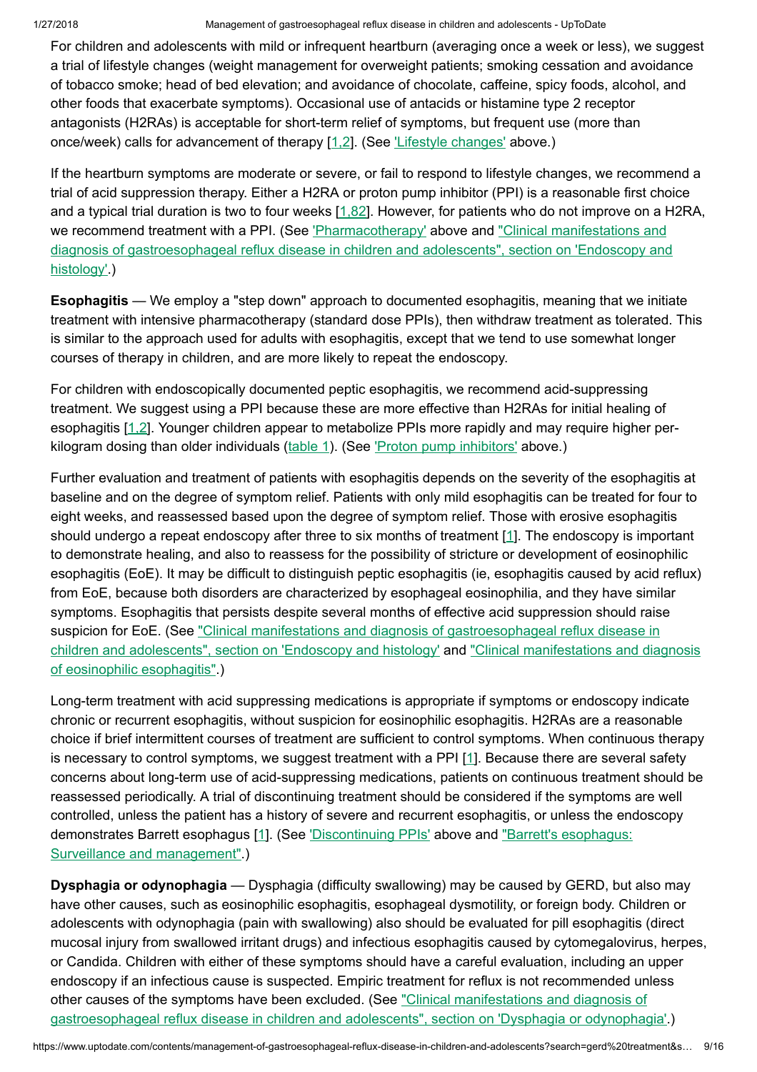For children and adolescents with mild or infrequent heartburn (averaging once a week or less), we suggest a trial of lifestyle changes (weight management for overweight patients; smoking cessation and avoidance of tobacco smoke; head of bed elevation; and avoidance of chocolate, caffeine, spicy foods, alcohol, and other foods that exacerbate symptoms). Occasional use of antacids or histamine type 2 receptor antagonists (H2RAs) is acceptable for short-term relief of symptoms, but frequent use (more than once/week) calls for advancement of therapy [1,2]. (See 'Lifestyle changes' above.)

If the heartburn symptoms are moderate or severe, or fail to respond to lifestyle changes, we recommend a trial of acid suppression therapy. Either a H2RA or proton pump inhibitor (PPI) is a reasonable first choice and a typical trial duration is two to four weeks [1,82]. However, for patients who do not improve on a H2RA, we recommend treatment with a PPI. (See 'Pharmacotherapy' above and "Clinical manifestations and diagnosis of gastroesophageal reflux disease in children and adolescents", section on 'Endoscopy and histology'.)

**Esophagitis** — We employ a "step down" approach to documented esophagitis, meaning that we initiate treatment with intensive pharmacotherapy (standard dose PPIs), then withdraw treatment as tolerated. This is similar to the approach used for adults with esophagitis, except that we tend to use somewhat longer courses of therapy in children, and are more likely to repeat the endoscopy.

For children with endoscopically documented peptic esophagitis, we recommend acid-suppressing treatment. We suggest using a PPI because these are more effective than H2RAs for initial healing of esophagitis [1,2]. Younger children appear to metabolize PPIs more rapidly and may require higher per-kilogram dosing than older individuals (table 1). (See 'Proton pump inhibitors' above.)

Further evaluation and treatment of patients with esophagitis depends on the severity of the esophagitis at baseline and on the degree of symptom relief. Patients with only mild esophagitis can be treated for four to eight weeks, and reassessed based upon the degree of symptom relief. Those with erosive esophagitis should undergo a repeat endoscopy after three to six months of treatment [1]. The endoscopy is important to demonstrate healing, and also to reassess for the possibility of stricture or development of eosinophilic esophagitis (EoE). It may be difficult to distinguish peptic esophagitis (ie, esophagitis caused by acid reflux) from EoE, because both disorders are characterized by esophageal eosinophilia, and they have similar symptoms. Esophagitis that persists despite several months of effective acid suppression should raise suspicion for EoE. (See "Clinical manifestations and diagnosis of gastroesophageal reflux disease in children and adolescents", section on 'Endoscopy and histology' and "Clinical manifestations and diagnosis of eosinophilic esophagitis".)

Long-term treatment with acid suppressing medications is appropriate if symptoms or endoscopy indicate chronic or recurrent esophagitis, without suspicion for eosinophilic esophagitis. H2RAs are a reasonable choice if brief intermittent courses of treatment are sufficient to control symptoms. When continuous therapy is necessary to control symptoms, we suggest treatment with a PPI [1]. Because there are several safety concerns about long-term use of acid-suppressing medications, patients on continuous treatment should be reassessed periodically. A trial of discontinuing treatment should be considered if the symptoms are well controlled, unless the patient has a history of severe and recurrent esophagitis, or unless the endoscopy demonstrates Barrett esophagus [1]. (See 'Discontinuing PPIs' above and "Barrett's esophagus: Surveillance and management".)

**Dysphagia or odynophagia** — Dysphagia (difficulty swallowing) may be caused by GERD, but also may have other causes, such as eosinophilic esophagitis, esophageal dysmotility, or foreign body. Children or adolescents with odynophagia (pain with swallowing) also should be evaluated for pill esophagitis (direct mucosal injury from swallowed irritant drugs) and infectious esophagitis caused by cytomegalovirus, herpes, or Candida. Children with either of these symptoms should have a careful evaluation, including an upper endoscopy if an infectious cause is suspected. Empiric treatment for reflux is not recommended unless other causes of the symptoms have been excluded. (See "Clinical manifestations and diagnosis of gastroesophageal reflux disease in children and adolescents", section on 'Dysphagia or odynophagia'.)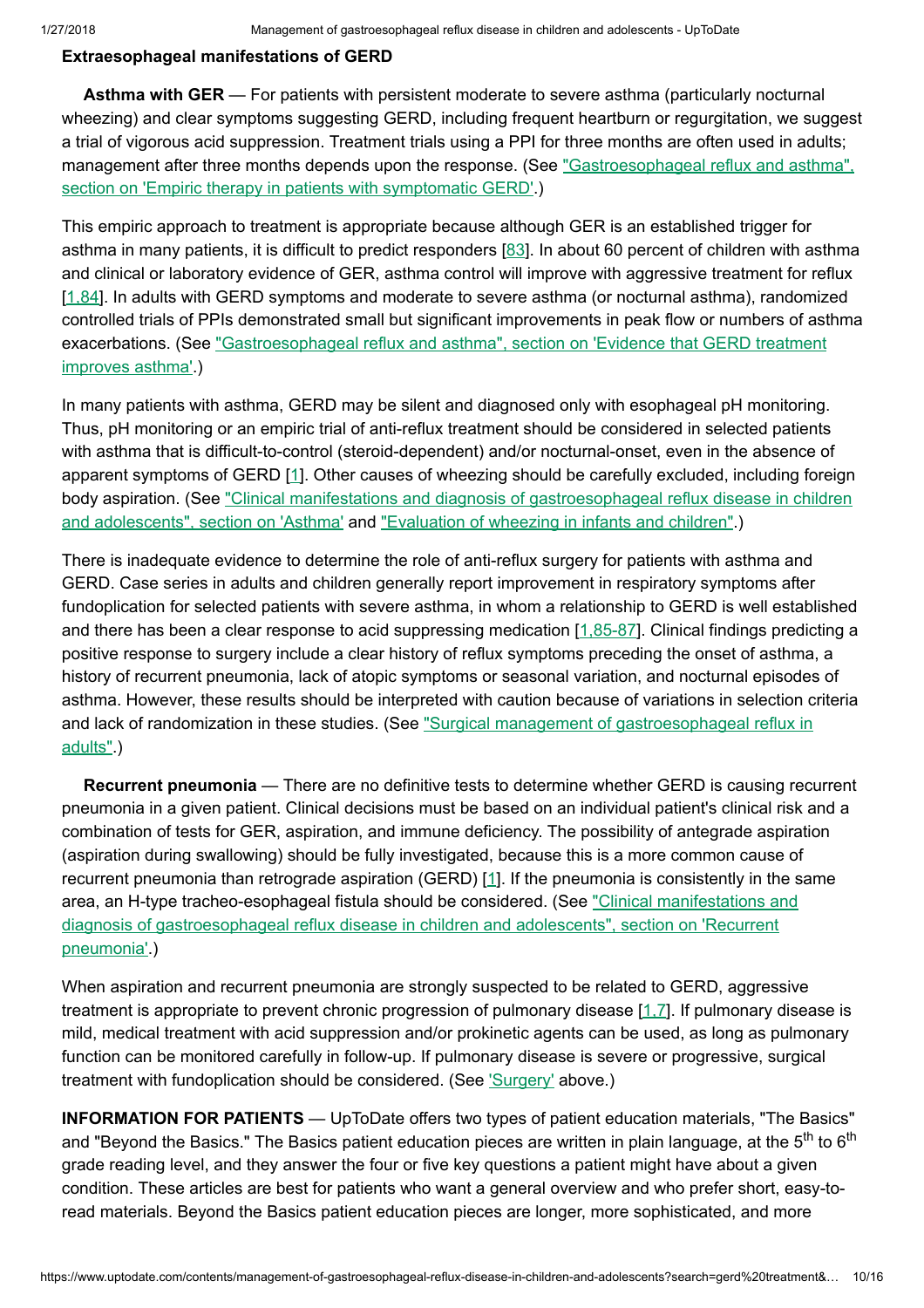### Extraesophageal manifestations of GERD

**Asthma with GER** — For patients with persistent moderate to severe asthma (particularly nocturnal wheezing) and clear symptoms suggesting GERD, including frequent heartburn or regurgitation, we suggest a trial of vigorous acid suppression. Treatment trials using a PPI for three months are often used in adults; management after three months depends upon the response. (See "Gastroesophageal reflux and asthma", section on 'Empiric therapy in patients with symptomatic GERD'.)

This empiric approach to treatment is appropriate because although GER is an established trigger for asthma in many patients, it is difficult to predict responders [83]. In about 60 percent of children with asthma and clinical or laboratory evidence of GER, asthma control will improve with aggressive treatment for reflux [1,84]. In adults with GERD symptoms and moderate to severe asthma (or nocturnal asthma), randomized controlled trials of PPIs demonstrated small but significant improvements in peak flow or numbers of asthma exacerbations. (See "Gastroesophageal reflux and asthma", section on 'Evidence that GERD treatment improves asthma'.)

In many patients with asthma, GERD may be silent and diagnosed only with esophageal pH monitoring. Thus, pH monitoring or an empiric trial of anti-reflux treatment should be considered in selected patients with asthma that is difficult-to-control (steroid-dependent) and/or nocturnal-onset, even in the absence of apparent symptoms of GERD [1]. Other causes of wheezing should be carefully excluded, including foreign body aspiration. (See "Clinical manifestations and diagnosis of gastroesophageal reflux disease in children and adolescents", section on 'Asthma' and "Evaluation of wheezing in infants and children".)

There is inadequate evidence to determine the role of anti-reflux surgery for patients with asthma and GERD. Case series in adults and children generally report improvement in respiratory symptoms after fundoplication for selected patients with severe asthma, in whom a relationship to GERD is well established and there has been a clear response to acid suppressing medication [1,85-87]. Clinical findings predicting a positive response to surgery include a clear history of reflux symptoms preceding the onset of asthma, a history of recurrent pneumonia, lack of atopic symptoms or seasonal variation, and nocturnal episodes of asthma. However, these results should be interpreted with caution because of variations in selection criteria and lack of randomization in these studies. (See "Surgical management of gastroesophageal reflux in adults".)

**Recurrent pneumonia** — There are no definitive tests to determine whether GERD is causing recurrent pneumonia in a given patient. Clinical decisions must be based on an individual patient's clinical risk and a combination of tests for GER, aspiration, and immune deficiency. The possibility of antegrade aspiration (aspiration during swallowing) should be fully investigated, because this is a more common cause of recurrent pneumonia than retrograde aspiration (GERD) [1]. If the pneumonia is consistently in the same area, an H-type tracheo-esophageal fistula should be considered. (See "Clinical manifestations and diagnosis of gastroesophageal reflux disease in children and adolescents", section on 'Recurrent pneumonia'.)

When aspiration and recurrent pneumonia are strongly suspected to be related to GERD, aggressive treatment is appropriate to prevent chronic progression of pulmonary disease [1,7]. If pulmonary disease is mild, medical treatment with acid suppression and/or prokinetic agents can be used, as long as pulmonary function can be monitored carefully in follow-up. If pulmonary disease is severe or progressive, surgical treatment with fundoplication should be considered. (See 'Surgery' above.)

**INFORMATION FOR PATIENTS** — UpToDate offers two types of patient education materials, "The Basics" and "Beyond the Basics." The Basics patient education pieces are written in plain language, at the 5th to 6th grade reading level, and they answer the four or five key questions a patient might have about a given condition. These articles are best for patients who want a general overview and who prefer short, easy-to-read materials. Beyond the Basics patient education pieces are longer, more sophisticated, and more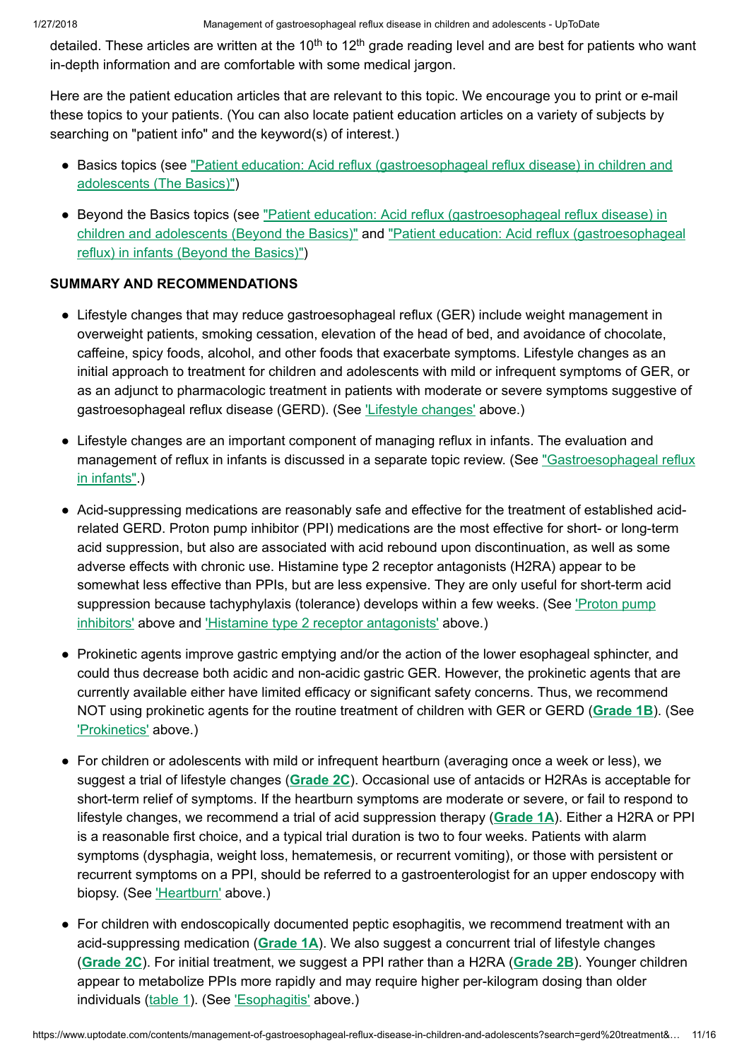detailed. These articles are written at the 10th to 12th grade reading level and are best for patients who want in-depth information and are comfortable with some medical jargon.

Here are the patient education articles that are relevant to this topic. We encourage you to print or e-mail these topics to your patients. (You can also locate patient education articles on a variety of subjects by searching on "patient info" and the keyword(s) of interest.)

- Basics topics (see "Patient education: Acid reflux (gastroesophageal reflux disease) in children and adolescents (The Basics)")
- Beyond the Basics topics (see "Patient education: Acid reflux (gastroesophageal reflux disease) in children and adolescents (Beyond the Basics)" and "Patient education: Acid reflux (gastroesophageal reflux) in infants (Beyond the Basics)")

## SUMMARY AND RECOMMENDATIONS

- Lifestyle changes that may reduce gastroesophageal reflux (GER) include weight management in overweight patients, smoking cessation, elevation of the head of bed, and avoidance of chocolate, caffeine, spicy foods, alcohol, and other foods that exacerbate symptoms. Lifestyle changes as an initial approach to treatment for children and adolescents with mild or infrequent symptoms of GER, or as an adjunct to pharmacologic treatment in patients with moderate or severe symptoms suggestive of gastroesophageal reflux disease (GERD). (See 'Lifestyle changes' above.)
- Lifestyle changes are an important component of managing reflux in infants. The evaluation and management of reflux in infants is discussed in a separate topic review. (See "Gastroesophageal reflux in infants".)
- Acid-suppressing medications are reasonably safe and effective for the treatment of established acid-related GERD. Proton pump inhibitor (PPI) medications are the most effective for short- or long-term acid suppression, but also are associated with acid rebound upon discontinuation, as well as some adverse effects with chronic use. Histamine type 2 receptor antagonists (H2RA) appear to be somewhat less effective than PPIs, but are less expensive. They are only useful for short-term acid suppression because tachyphylaxis (tolerance) develops within a few weeks. (See 'Proton pump inhibitors' above and 'Histamine type 2 receptor antagonists' above.)
- Prokinetic agents improve gastric emptying and/or the action of the lower esophageal sphincter, and could thus decrease both acidic and non-acidic gastric GER. However, the prokinetic agents that are currently available either have limited efficacy or significant safety concerns. Thus, we recommend NOT using prokinetic agents for the routine treatment of children with GER or GERD (**Grade 1B**). (See 'Prokinetics' above.)
- For children or adolescents with mild or infrequent heartburn (averaging once a week or less), we suggest a trial of lifestyle changes (**Grade 2C**). Occasional use of antacids or H2RAs is acceptable for short-term relief of symptoms. If the heartburn symptoms are moderate or severe, or fail to respond to lifestyle changes, we recommend a trial of acid suppression therapy (**Grade 1A**). Either a H2RA or PPI is a reasonable first choice, and a typical trial duration is two to four weeks. Patients with alarm symptoms (dysphagia, weight loss, hematemesis, or recurrent vomiting), or those with persistent or recurrent symptoms on a PPI, should be referred to a gastroenterologist for an upper endoscopy with biopsy. (See 'Heartburn' above.)
- For children with endoscopically documented peptic esophagitis, we recommend treatment with an acid-suppressing medication (**Grade 1A**). We also suggest a concurrent trial of lifestyle changes (**Grade 2C**). For initial treatment, we suggest a PPI rather than a H2RA (**Grade 2B**). Younger children appear to metabolize PPIs more rapidly and may require higher per-kilogram dosing than older individuals (table 1). (See 'Esophagitis' above.)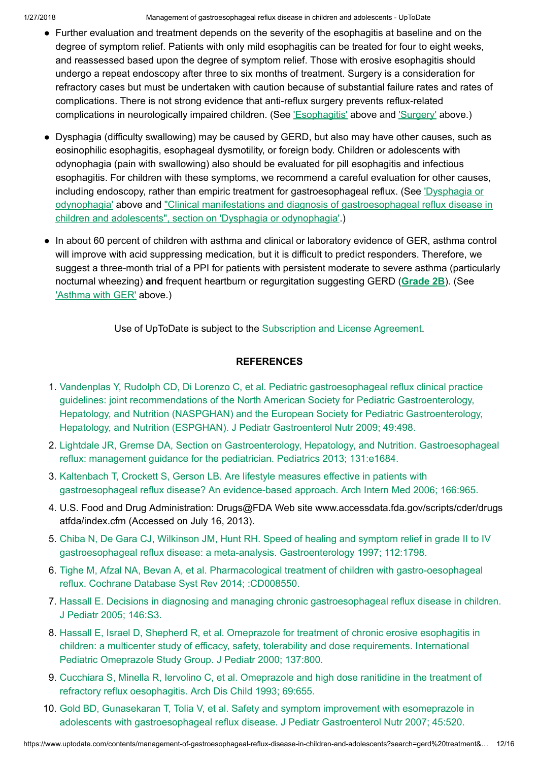- Further evaluation and treatment depends on the severity of the esophagitis at baseline and on the degree of symptom relief. Patients with only mild esophagitis can be treated for four to eight weeks, and reassessed based upon the degree of symptom relief. Those with erosive esophagitis should undergo a repeat endoscopy after three to six months of treatment. Surgery is a consideration for refractory cases but must be undertaken with caution because of substantial failure rates and rates of complications. There is not strong evidence that anti-reflux surgery prevents reflux-related complications in neurologically impaired children. (See 'Esophagitis' above and 'Surgery' above.)

- Dysphagia (difficulty swallowing) may be caused by GERD, but also may have other causes, such as eosinophilic esophagitis, esophageal dysmotility, or foreign body. Children or adolescents with odynophagia (pain with swallowing) also should be evaluated for pill esophagitis and infectious esophagitis. For children with these symptoms, we recommend a careful evaluation for other causes, including endoscopy, rather than empiric treatment for gastroesophageal reflux. (See 'Dysphagia or odynophagia' above and "Clinical manifestations and diagnosis of gastroesophageal reflux disease in children and adolescents", section on 'Dysphagia or odynophagia'.)

- In about 60 percent of children with asthma and clinical or laboratory evidence of GER, asthma control will improve with acid suppressing medication, but it is difficult to predict responders. Therefore, we suggest a three-month trial of a PPI for patients with persistent moderate to severe asthma (particularly nocturnal wheezing) **and** frequent heartburn or regurgitation suggesting GERD (**Grade 2B**). (See 'Asthma with GER' above.)

Use of UpToDate is subject to the Subscription and License Agreement.

## REFERENCES

1. Vandenplas Y, Rudolph CD, Di Lorenzo C, et al. Pediatric gastroesophageal reflux clinical practice guidelines: joint recommendations of the North American Society for Pediatric Gastroenterology, Hepatology, and Nutrition (NASPGHAN) and the European Society for Pediatric Gastroenterology, Hepatology, and Nutrition (ESPGHAN). J Pediatr Gastroenterol Nutr 2009; 49:498.
2. Lightdale JR, Gremse DA, Section on Gastroenterology, Hepatology, and Nutrition. Gastroesophageal reflux: management guidance for the pediatrician. Pediatrics 2013; 131:e1684.
3. Kaltenbach T, Crockett S, Gerson LB. Are lifestyle measures effective in patients with gastroesophageal reflux disease? An evidence-based approach. Arch Intern Med 2006; 166:965.
4. U.S. Food and Drug Administration: Drugs@FDA Web site www.accessdata.fda.gov/scripts/cder/drugsatfda/index.cfm (Accessed on July 16, 2013).
5. Chiba N, De Gara CJ, Wilkinson JM, Hunt RH. Speed of healing and symptom relief in grade II to IV gastroesophageal reflux disease: a meta-analysis. Gastroenterology 1997; 112:1798.
6. Tighe M, Afzal NA, Bevan A, et al. Pharmacological treatment of children with gastro-oesophageal reflux. Cochrane Database Syst Rev 2014; :CD008550.
7. Hassall E. Decisions in diagnosing and managing chronic gastroesophageal reflux disease in children. J Pediatr 2005; 146:S3.
8. Hassall E, Israel D, Shepherd R, et al. Omeprazole for treatment of chronic erosive esophagitis in children: a multicenter study of efficacy, safety, tolerability and dose requirements. International Pediatric Omeprazole Study Group. J Pediatr 2000; 137:800.
9. Cucchiara S, Minella R, Iervolino C, et al. Omeprazole and high dose ranitidine in the treatment of refractory reflux oesophagitis. Arch Dis Child 1993; 69:655.
10. Gold BD, Gunasekaran T, Tolia V, et al. Safety and symptom improvement with esomeprazole in adolescents with gastroesophageal reflux disease. J Pediatr Gastroenterol Nutr 2007; 45:520.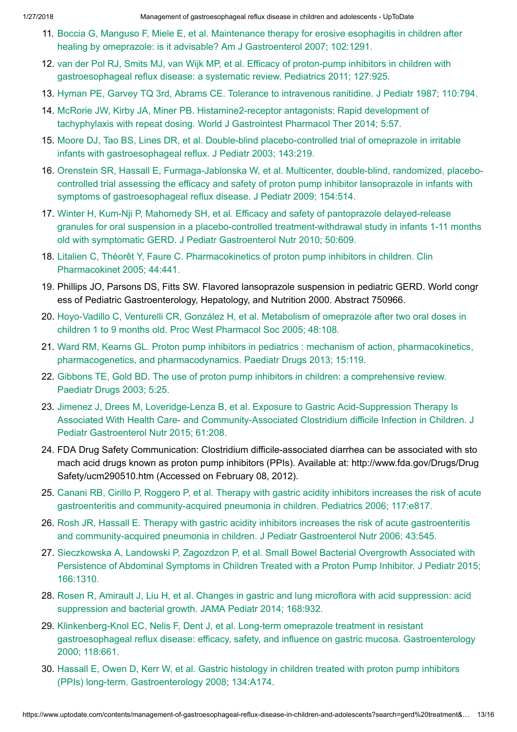11. Boccia G, Manguso F, Miele E, et al. Maintenance therapy for erosive esophagitis in children after healing by omeprazole: is it advisable? Am J Gastroenterol 2007; 102:1291.
12. van der Pol RJ, Smits MJ, van Wijk MP, et al. Efficacy of proton-pump inhibitors in children with gastroesophageal reflux disease: a systematic review. Pediatrics 2011; 127:925.
13. Hyman PE, Garvey TQ 3rd, Abrams CE. Tolerance to intravenous ranitidine. J Pediatr 1987; 110:794.
14. McRorie JW, Kirby JA, Miner PB. Histamine2-receptor antagonists: Rapid development of tachyphylaxis with repeat dosing. World J Gastrointest Pharmacol Ther 2014; 5:57.
15. Moore DJ, Tao BS, Lines DR, et al. Double-blind placebo-controlled trial of omeprazole in irritable infants with gastroesophageal reflux. J Pediatr 2003; 143:219.
16. Orenstein SR, Hassall E, Furmaga-Jablonska W, et al. Multicenter, double-blind, randomized, placebo-controlled trial assessing the efficacy and safety of proton pump inhibitor lansoprazole in infants with symptoms of gastroesophageal reflux disease. J Pediatr 2009; 154:514.
17. Winter H, Kum-Nji P, Mahomedy SH, et al. Efficacy and safety of pantoprazole delayed-release granules for oral suspension in a placebo-controlled treatment-withdrawal study in infants 1-11 months old with symptomatic GERD. J Pediatr Gastroenterol Nutr 2010; 50:609.
18. Litalien C, Théorêt Y, Faure C. Pharmacokinetics of proton pump inhibitors in children. Clin Pharmacokinet 2005; 44:441.
19. Phillips JO, Parsons DS, Fitts SW. Flavored lansoprazole suspension in pediatric GERD. World congress of Pediatric Gastroenterology, Hepatology, and Nutrition 2000. Abstract 750966.
20. Hoyo-Vadillo C, Venturelli CR, González H, et al. Metabolism of omeprazole after two oral doses in children 1 to 9 months old. Proc West Pharmacol Soc 2005; 48:108.
21. Ward RM, Kearns GL. Proton pump inhibitors in pediatrics : mechanism of action, pharmacokinetics, pharmacogenetics, and pharmacodynamics. Paediatr Drugs 2013; 15:119.
22. Gibbons TE, Gold BD. The use of proton pump inhibitors in children: a comprehensive review. Paediatr Drugs 2003; 5:25.
23. Jimenez J, Drees M, Loveridge-Lenza B, et al. Exposure to Gastric Acid-Suppression Therapy Is Associated With Health Care- and Community-Associated Clostridium difficile Infection in Children. J Pediatr Gastroenterol Nutr 2015; 61:208.
24. FDA Drug Safety Communication: Clostridium difficile-associated diarrhea can be associated with stomach acid drugs known as proton pump inhibitors (PPIs). Available at: http://www.fda.gov/Drugs/DrugSafety/ucm290510.htm (Accessed on February 08, 2012).
25. Canani RB, Cirillo P, Roggero P, et al. Therapy with gastric acidity inhibitors increases the risk of acute gastroenteritis and community-acquired pneumonia in children. Pediatrics 2006; 117:e817.
26. Rosh JR, Hassall E. Therapy with gastric acidity inhibitors increases the risk of acute gastroenteritis and community-acquired pneumonia in children. J Pediatr Gastroenterol Nutr 2006; 43:545.
27. Sieczkowska A, Landowski P, Zagozdzon P, et al. Small Bowel Bacterial Overgrowth Associated with Persistence of Abdominal Symptoms in Children Treated with a Proton Pump Inhibitor. J Pediatr 2015; 166:1310.
28. Rosen R, Amirault J, Liu H, et al. Changes in gastric and lung microflora with acid suppression: acid suppression and bacterial growth. JAMA Pediatr 2014; 168:932.
29. Klinkenberg-Knol EC, Nelis F, Dent J, et al. Long-term omeprazole treatment in resistant gastroesophageal reflux disease: efficacy, safety, and influence on gastric mucosa. Gastroenterology 2000; 118:661.
30. Hassall E, Owen D, Kerr W, et al. Gastric histology in children treated with proton pump inhibitors (PPIs) long-term. Gastroenterology 2008; 134:A174.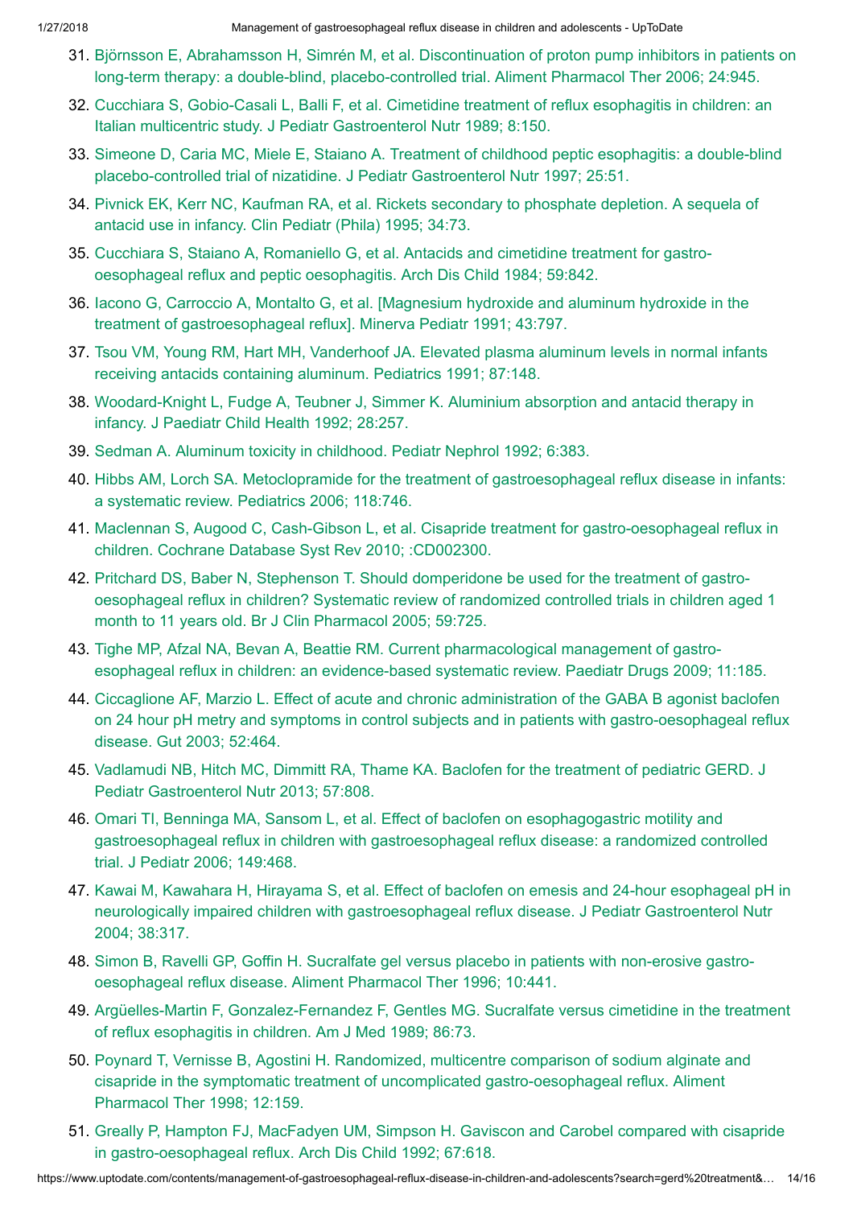31. Björnsson E, Abrahamsson H, Simrén M, et al. Discontinuation of proton pump inhibitors in patients on long-term therapy: a double-blind, placebo-controlled trial. Aliment Pharmacol Ther 2006; 24:945.
32. Cucchiara S, Gobio-Casali L, Balli F, et al. Cimetidine treatment of reflux esophagitis in children: an Italian multicentric study. J Pediatr Gastroenterol Nutr 1989; 8:150.
33. Simeone D, Caria MC, Miele E, Staiano A. Treatment of childhood peptic esophagitis: a double-blind placebo-controlled trial of nizatidine. J Pediatr Gastroenterol Nutr 1997; 25:51.
34. Pivnick EK, Kerr NC, Kaufman RA, et al. Rickets secondary to phosphate depletion. A sequela of antacid use in infancy. Clin Pediatr (Phila) 1995; 34:73.
35. Cucchiara S, Staiano A, Romaniello G, et al. Antacids and cimetidine treatment for gastro-oesophageal reflux and peptic oesophagitis. Arch Dis Child 1984; 59:842.
36. Iacono G, Carroccio A, Montalto G, et al. [Magnesium hydroxide and aluminum hydroxide in the treatment of gastroesophageal reflux]. Minerva Pediatr 1991; 43:797.
37. Tsou VM, Young RM, Hart MH, Vanderhoof JA. Elevated plasma aluminum levels in normal infants receiving antacids containing aluminum. Pediatrics 1991; 87:148.
38. Woodard-Knight L, Fudge A, Teubner J, Simmer K. Aluminium absorption and antacid therapy in infancy. J Paediatr Child Health 1992; 28:257.
39. Sedman A. Aluminum toxicity in childhood. Pediatr Nephrol 1992; 6:383.
40. Hibbs AM, Lorch SA. Metoclopramide for the treatment of gastroesophageal reflux disease in infants: a systematic review. Pediatrics 2006; 118:746.
41. Maclennan S, Augood C, Cash-Gibson L, et al. Cisapride treatment for gastro-oesophageal reflux in children. Cochrane Database Syst Rev 2010; :CD002300.
42. Pritchard DS, Baber N, Stephenson T. Should domperidone be used for the treatment of gastro-oesophageal reflux in children? Systematic review of randomized controlled trials in children aged 1 month to 11 years old. Br J Clin Pharmacol 2005; 59:725.
43. Tighe MP, Afzal NA, Bevan A, Beattie RM. Current pharmacological management of gastro-esophageal reflux in children: an evidence-based systematic review. Paediatr Drugs 2009; 11:185.
44. Ciccaglione AF, Marzio L. Effect of acute and chronic administration of the GABA B agonist baclofen on 24 hour pH metry and symptoms in control subjects and in patients with gastro-oesophageal reflux disease. Gut 2003; 52:464.
45. Vadlamudi NB, Hitch MC, Dimmitt RA, Thame KA. Baclofen for the treatment of pediatric GERD. J Pediatr Gastroenterol Nutr 2013; 57:808.
46. Omari TI, Benninga MA, Sansom L, et al. Effect of baclofen on esophagogastric motility and gastroesophageal reflux in children with gastroesophageal reflux disease: a randomized controlled trial. J Pediatr 2006; 149:468.
47. Kawai M, Kawahara H, Hirayama S, et al. Effect of baclofen on emesis and 24-hour esophageal pH in neurologically impaired children with gastroesophageal reflux disease. J Pediatr Gastroenterol Nutr 2004; 38:317.
48. Simon B, Ravelli GP, Goffin H. Sucralfate gel versus placebo in patients with non-erosive gastro-oesophageal reflux disease. Aliment Pharmacol Ther 1996; 10:441.
49. Argüelles-Martin F, Gonzalez-Fernandez F, Gentles MG. Sucralfate versus cimetidine in the treatment of reflux esophagitis in children. Am J Med 1989; 86:73.
50. Poynard T, Vernisse B, Agostini H. Randomized, multicentre comparison of sodium alginate and cisapride in the symptomatic treatment of uncomplicated gastro-oesophageal reflux. Aliment Pharmacol Ther 1998; 12:159.
51. Greally P, Hampton FJ, MacFadyen UM, Simpson H. Gaviscon and Carobel compared with cisapride in gastro-oesophageal reflux. Arch Dis Child 1992; 67:618.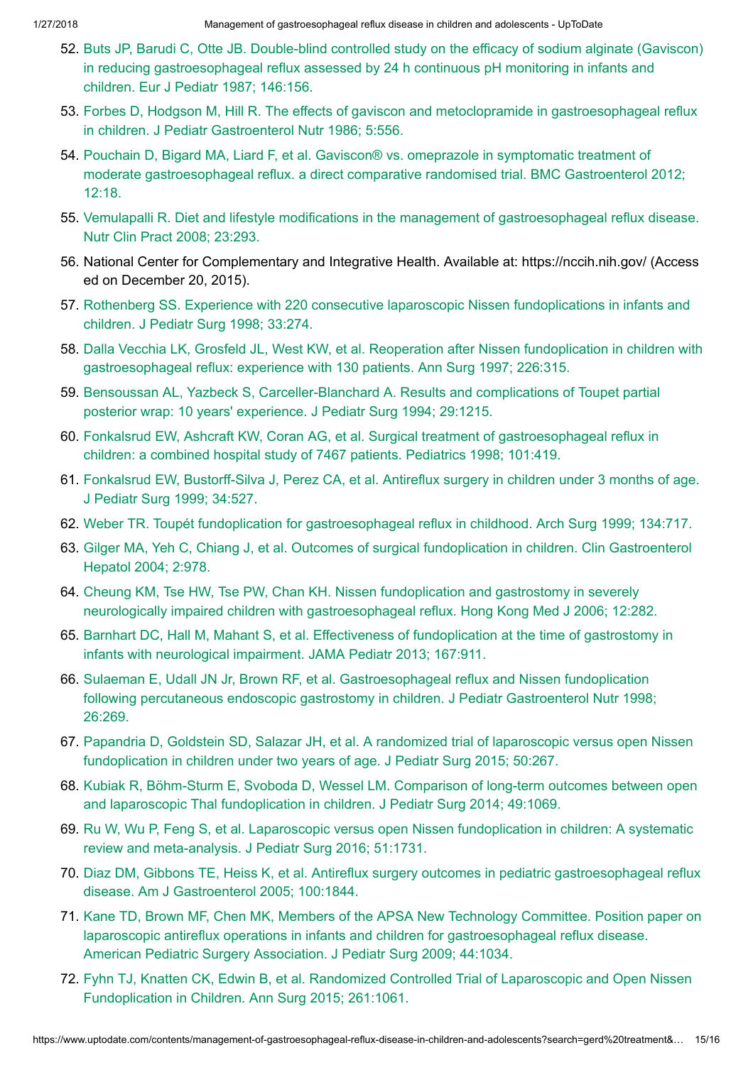52. Buts JP, Barudi C, Otte JB. Double-blind controlled study on the efficacy of sodium alginate (Gaviscon) in reducing gastroesophageal reflux assessed by 24 h continuous pH monitoring in infants and children. Eur J Pediatr 1987; 146:156.
53. Forbes D, Hodgson M, Hill R. The effects of gaviscon and metoclopramide in gastroesophageal reflux in children. J Pediatr Gastroenterol Nutr 1986; 5:556.
54. Pouchain D, Bigard MA, Liard F, et al. Gaviscon® vs. omeprazole in symptomatic treatment of moderate gastroesophageal reflux. a direct comparative randomised trial. BMC Gastroenterol 2012; 12:18.
55. Vemulapalli R. Diet and lifestyle modifications in the management of gastroesophageal reflux disease. Nutr Clin Pract 2008; 23:293.
56. National Center for Complementary and Integrative Health. Available at: https://nccih.nih.gov/ (Accessed on December 20, 2015).
57. Rothenberg SS. Experience with 220 consecutive laparoscopic Nissen fundoplications in infants and children. J Pediatr Surg 1998; 33:274.
58. Dalla Vecchia LK, Grosfeld JL, West KW, et al. Reoperation after Nissen fundoplication in children with gastroesophageal reflux: experience with 130 patients. Ann Surg 1997; 226:315.
59. Bensoussan AL, Yazbeck S, Carceller-Blanchard A. Results and complications of Toupet partial posterior wrap: 10 years' experience. J Pediatr Surg 1994; 29:1215.
60. Fonkalsrud EW, Ashcraft KW, Coran AG, et al. Surgical treatment of gastroesophageal reflux in children: a combined hospital study of 7467 patients. Pediatrics 1998; 101:419.
61. Fonkalsrud EW, Bustorff-Silva J, Perez CA, et al. Antireflux surgery in children under 3 months of age. J Pediatr Surg 1999; 34:527.
62. Weber TR. Toupét fundoplication for gastroesophageal reflux in childhood. Arch Surg 1999; 134:717.
63. Gilger MA, Yeh C, Chiang J, et al. Outcomes of surgical fundoplication in children. Clin Gastroenterol Hepatol 2004; 2:978.
64. Cheung KM, Tse HW, Tse PW, Chan KH. Nissen fundoplication and gastrostomy in severely neurologically impaired children with gastroesophageal reflux. Hong Kong Med J 2006; 12:282.
65. Barnhart DC, Hall M, Mahant S, et al. Effectiveness of fundoplication at the time of gastrostomy in infants with neurological impairment. JAMA Pediatr 2013; 167:911.
66. Sulaeman E, Udall JN Jr, Brown RF, et al. Gastroesophageal reflux and Nissen fundoplication following percutaneous endoscopic gastrostomy in children. J Pediatr Gastroenterol Nutr 1998; 26:269.
67. Papandria D, Goldstein SD, Salazar JH, et al. A randomized trial of laparoscopic versus open Nissen fundoplication in children under two years of age. J Pediatr Surg 2015; 50:267.
68. Kubiak R, Böhm-Sturm E, Svoboda D, Wessel LM. Comparison of long-term outcomes between open and laparoscopic Thal fundoplication in children. J Pediatr Surg 2014; 49:1069.
69. Ru W, Wu P, Feng S, et al. Laparoscopic versus open Nissen fundoplication in children: A systematic review and meta-analysis. J Pediatr Surg 2016; 51:1731.
70. Diaz DM, Gibbons TE, Heiss K, et al. Antireflux surgery outcomes in pediatric gastroesophageal reflux disease. Am J Gastroenterol 2005; 100:1844.
71. Kane TD, Brown MF, Chen MK, Members of the APSA New Technology Committee. Position paper on laparoscopic antireflux operations in infants and children for gastroesophageal reflux disease. American Pediatric Surgery Association. J Pediatr Surg 2009; 44:1034.
72. Fyhn TJ, Knatten CK, Edwin B, et al. Randomized Controlled Trial of Laparoscopic and Open Nissen Fundoplication in Children. Ann Surg 2015; 261:1061.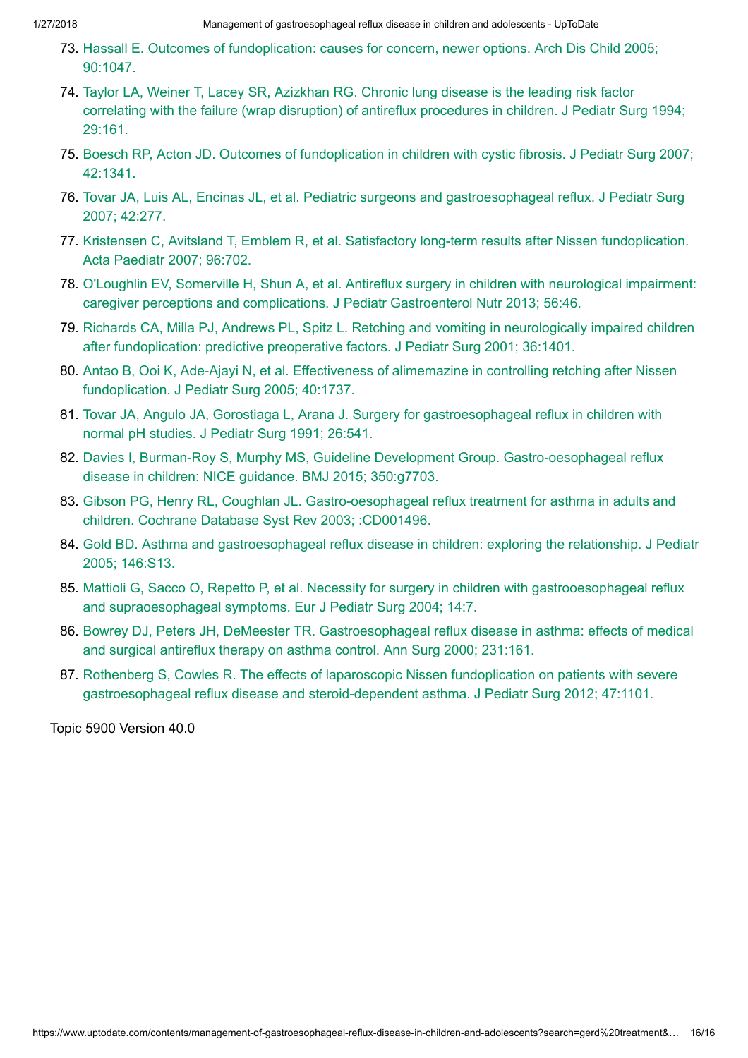73. Hassall E. Outcomes of fundoplication: causes for concern, newer options. Arch Dis Child 2005; 90:1047.
74. Taylor LA, Weiner T, Lacey SR, Azizkhan RG. Chronic lung disease is the leading risk factor correlating with the failure (wrap disruption) of antireflux procedures in children. J Pediatr Surg 1994; 29:161.
75. Boesch RP, Acton JD. Outcomes of fundoplication in children with cystic fibrosis. J Pediatr Surg 2007; 42:1341.
76. Tovar JA, Luis AL, Encinas JL, et al. Pediatric surgeons and gastroesophageal reflux. J Pediatr Surg 2007; 42:277.
77. Kristensen C, Avitsland T, Emblem R, et al. Satisfactory long-term results after Nissen fundoplication. Acta Paediatr 2007; 96:702.
78. O'Loughlin EV, Somerville H, Shun A, et al. Antireflux surgery in children with neurological impairment: caregiver perceptions and complications. J Pediatr Gastroenterol Nutr 2013; 56:46.
79. Richards CA, Milla PJ, Andrews PL, Spitz L. Retching and vomiting in neurologically impaired children after fundoplication: predictive preoperative factors. J Pediatr Surg 2001; 36:1401.
80. Antao B, Ooi K, Ade-Ajayi N, et al. Effectiveness of alimemazine in controlling retching after Nissen fundoplication. J Pediatr Surg 2005; 40:1737.
81. Tovar JA, Angulo JA, Gorostiaga L, Arana J. Surgery for gastroesophageal reflux in children with normal pH studies. J Pediatr Surg 1991; 26:541.
82. Davies I, Burman-Roy S, Murphy MS, Guideline Development Group. Gastro-oesophageal reflux disease in children: NICE guidance. BMJ 2015; 350:g7703.
83. Gibson PG, Henry RL, Coughlan JL. Gastro-oesophageal reflux treatment for asthma in adults and children. Cochrane Database Syst Rev 2003; :CD001496.
84. Gold BD. Asthma and gastroesophageal reflux disease in children: exploring the relationship. J Pediatr 2005; 146:S13.
85. Mattioli G, Sacco O, Repetto P, et al. Necessity for surgery in children with gastrooesophageal reflux and supraoesophageal symptoms. Eur J Pediatr Surg 2004; 14:7.
86. Bowrey DJ, Peters JH, DeMeester TR. Gastroesophageal reflux disease in asthma: effects of medical and surgical antireflux therapy on asthma control. Ann Surg 2000; 231:161.
87. Rothenberg S, Cowles R. The effects of laparoscopic Nissen fundoplication on patients with severe gastroesophageal reflux disease and steroid-dependent asthma. J Pediatr Surg 2012; 47:1101.

Topic 5900 Version 40.0